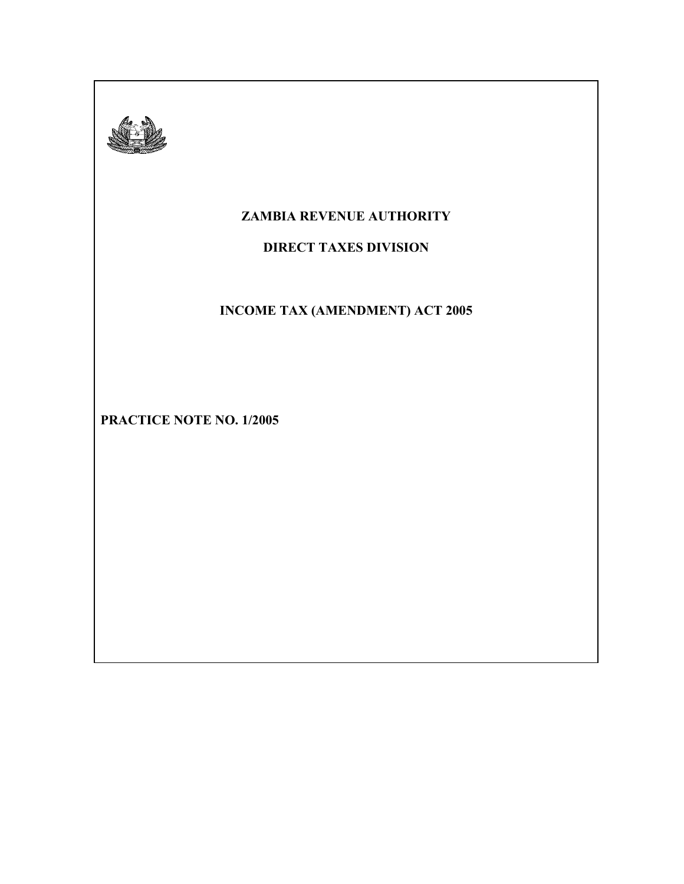# ZAMBIA REVENUE AUTHORITY

## DIRECT TAXES DIVISION

## INCOME TAX (AMENDMENT) ACT 2005

**PRACTICE NOTE NO. 1/2005**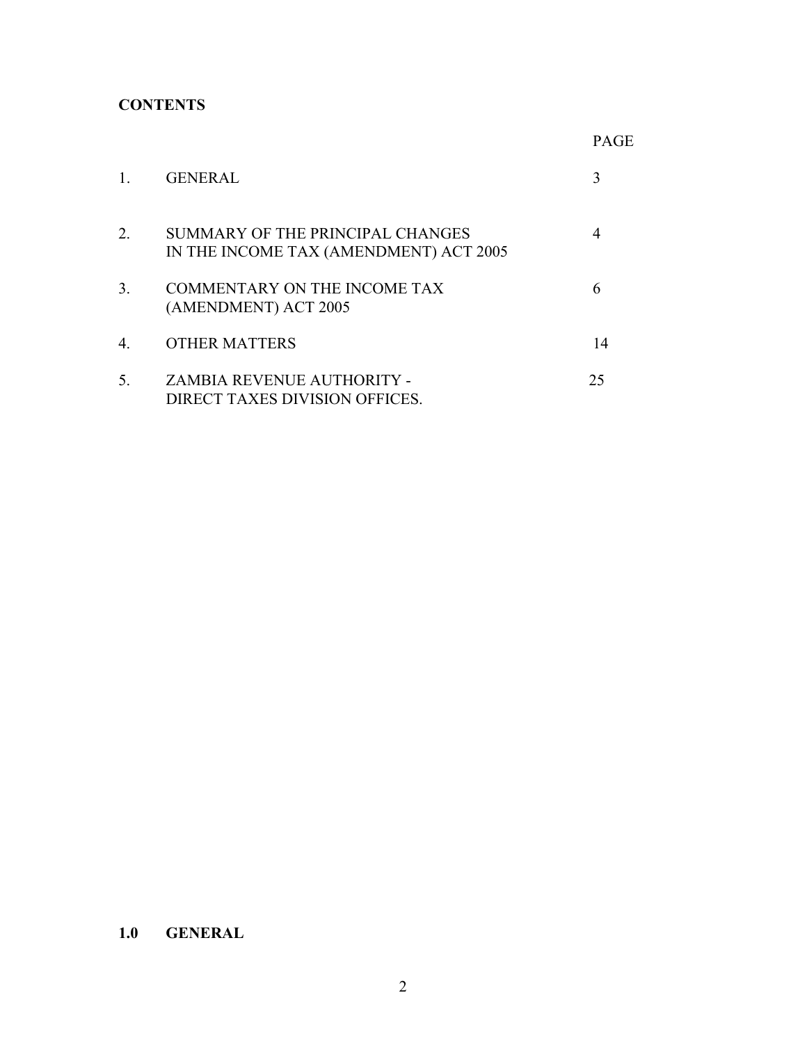**CONTENTS**

| | | PAGE |
|---|---|---|
| 1. | GENERAL | 3 |
| 2. | SUMMARY OF THE PRINCIPAL CHANGES IN THE INCOME TAX (AMENDMENT) ACT 2005 | 4 |
| 3. | COMMENTARY ON THE INCOME TAX (AMENDMENT) ACT 2005 | 6 |
| 4. | OTHER MATTERS | 14 |
| 5. | ZAMBIA REVENUE AUTHORITY - DIRECT TAXES DIVISION OFFICES. | 25 |

**1.0 GENERAL**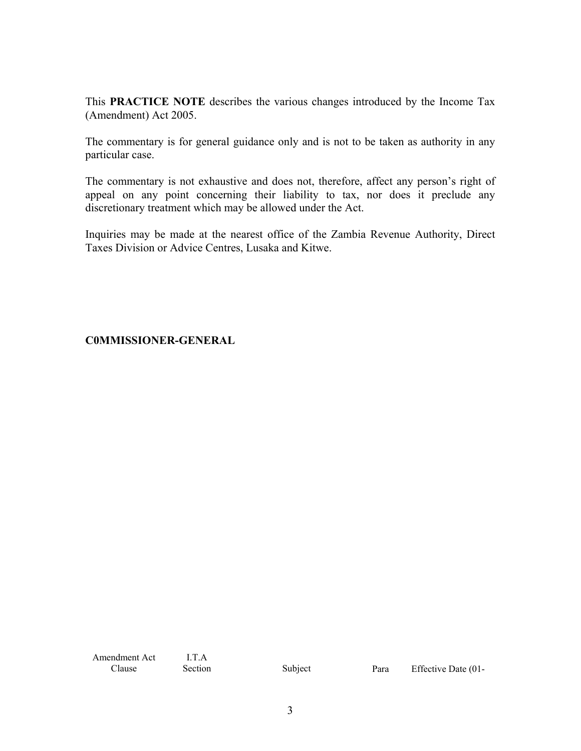This **PRACTICE NOTE** describes the various changes introduced by the Income Tax (Amendment) Act 2005.

The commentary is for general guidance only and is not to be taken as authority in any particular case.

The commentary is not exhaustive and does not, therefore, affect any person's right of appeal on any point concerning their liability to tax, nor does it preclude any discretionary treatment which may be allowed under the Act.

Inquiries may be made at the nearest office of the Zambia Revenue Authority, Direct Taxes Division or Advice Centres, Lusaka and Kitwe.

**C0MMISSIONER-GENERAL**

| Amendment Act Clause | I.T.A Section | Subject | Para | Effective Date (01- |
|---|---|---|---|---|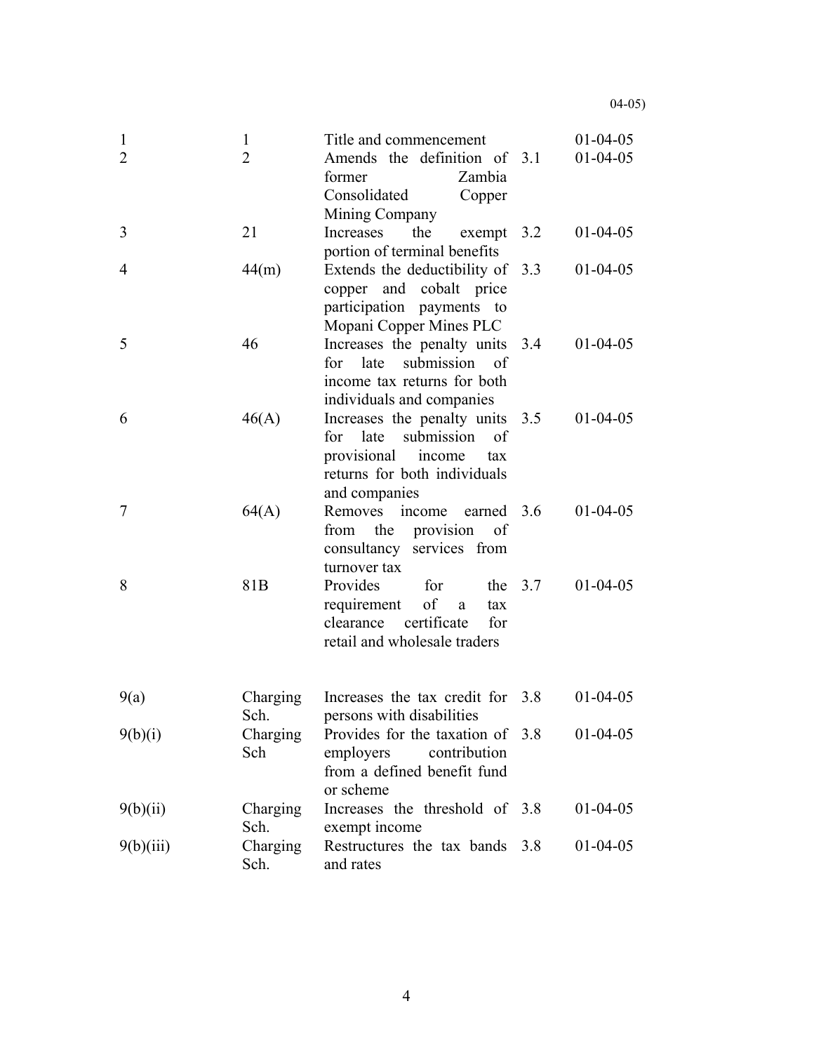04-05)

| | | | | |
|---|---|---|---|---|
| 1 | 1 | Title and commencement | | 01-04-05 |
| 2 | 2 | Amends the definition of former Zambia Consolidated Copper Mining Company | 3.1 | 01-04-05 |
| 3 | 21 | Increases the exempt portion of terminal benefits | 3.2 | 01-04-05 |
| 4 | 44(m) | Extends the deductibility of copper and cobalt price participation payments to Mopani Copper Mines PLC | 3.3 | 01-04-05 |
| 5 | 46 | Increases the penalty units for late submission of income tax returns for both individuals and companies | 3.4 | 01-04-05 |
| 6 | 46(A) | Increases the penalty units for late submission of provisional income tax returns for both individuals and companies | 3.5 | 01-04-05 |
| 7 | 64(A) | Removes income earned from the provision of consultancy services from turnover tax | 3.6 | 01-04-05 |
| 8 | 81B | Provides for the requirement of a tax clearance certificate for retail and wholesale traders | 3.7 | 01-04-05 |
| 9(a) | Charging Sch. | Increases the tax credit for persons with disabilities | 3.8 | 01-04-05 |
| 9(b)(i) | Charging Sch | Provides for the taxation of employers contribution from a defined benefit fund or scheme | 3.8 | 01-04-05 |
| 9(b)(ii) | Charging Sch. | Increases the threshold of exempt income | 3.8 | 01-04-05 |
| 9(b)(iii) | Charging Sch. | Restructures the tax bands and rates | 3.8 | 01-04-05 |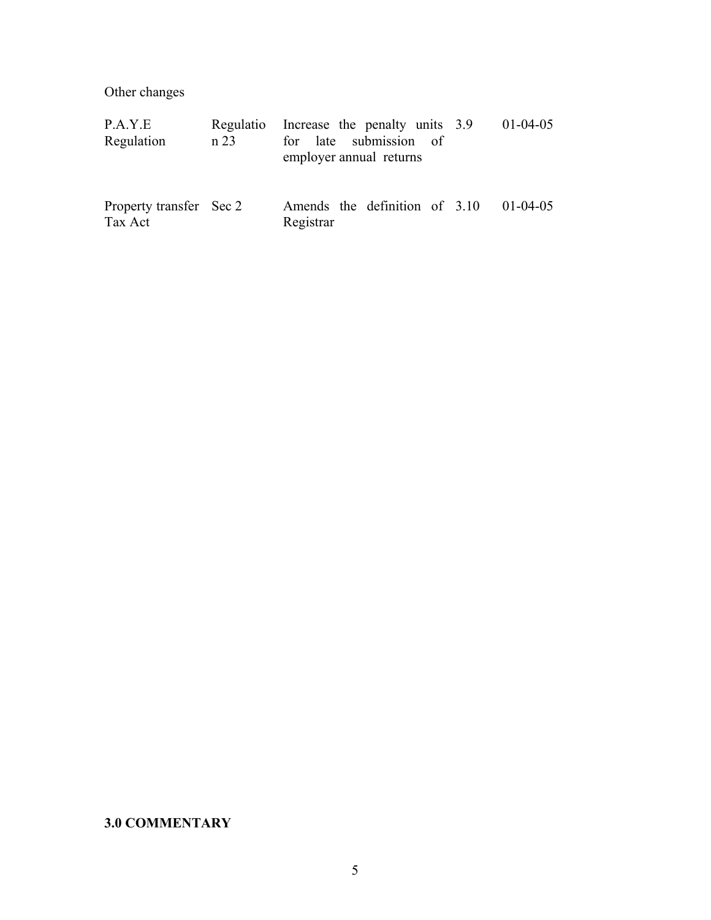Other changes

| | | | | |
|---|---|---|---|---|
| P.A.Y.E Regulation | Regulation 23 | Increase the penalty units for late submission of employer annual returns | 3.9 | 01-04-05 |
| Property transfer Tax Act | Sec 2 | Amends the definition of Registrar | 3.10 | 01-04-05 |

**3.0 COMMENTARY**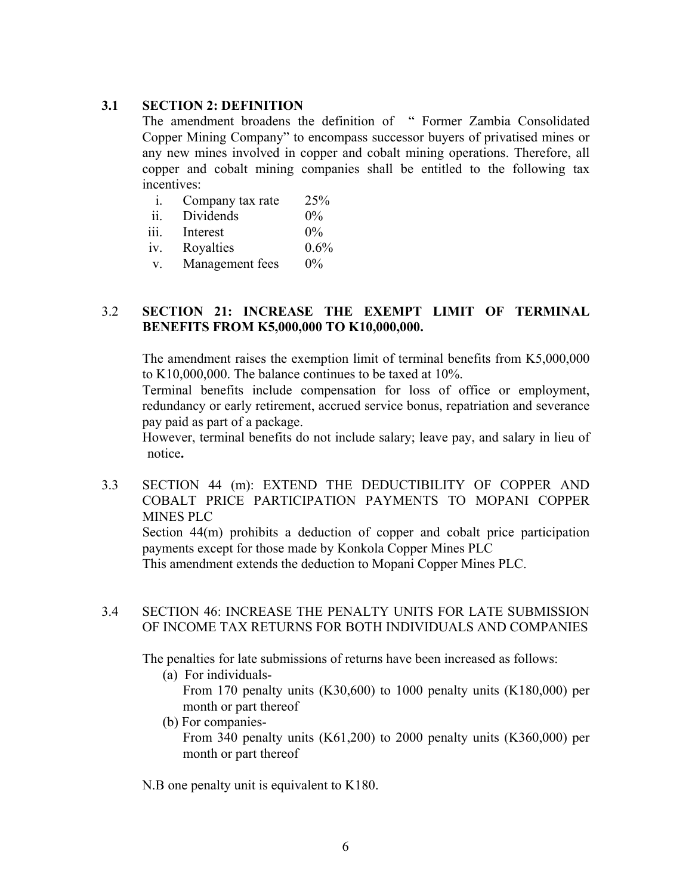### 3.1 SECTION 2: DEFINITION

The amendment broadens the definition of " Former Zambia Consolidated Copper Mining Company" to encompass successor buyers of privatised mines or any new mines involved in copper and cobalt mining operations. Therefore, all copper and cobalt mining companies shall be entitled to the following tax incentives:

| | | |
|---|---|---|
| i. | Company tax rate | 25% |
| ii. | Dividends | 0% |
| iii. | Interest | 0% |
| iv. | Royalties | 0.6% |
| v. | Management fees | 0% |

### 3.2 SECTION 21: INCREASE THE EXEMPT LIMIT OF TERMINAL BENEFITS FROM K5,000,000 TO K10,000,000.

The amendment raises the exemption limit of terminal benefits from K5,000,000 to K10,000,000. The balance continues to be taxed at 10%.

Terminal benefits include compensation for loss of office or employment, redundancy or early retirement, accrued service bonus, repatriation and severance pay paid as part of a package.

However, terminal benefits do not include salary; leave pay, and salary in lieu of notice**.**

### 3.3 SECTION 44 (m): EXTEND THE DEDUCTIBILITY OF COPPER AND COBALT PRICE PARTICIPATION PAYMENTS TO MOPANI COPPER MINES PLC

Section 44(m) prohibits a deduction of copper and cobalt price participation payments except for those made by Konkola Copper Mines PLC

This amendment extends the deduction to Mopani Copper Mines PLC.

### 3.4 SECTION 46: INCREASE THE PENALTY UNITS FOR LATE SUBMISSION OF INCOME TAX RETURNS FOR BOTH INDIVIDUALS AND COMPANIES

The penalties for late submissions of returns have been increased as follows:

(a) For individuals-
From 170 penalty units (K30,600) to 1000 penalty units (K180,000) per month or part thereof

(b) For companies-
From 340 penalty units (K61,200) to 2000 penalty units (K360,000) per month or part thereof

N.B one penalty unit is equivalent to K180.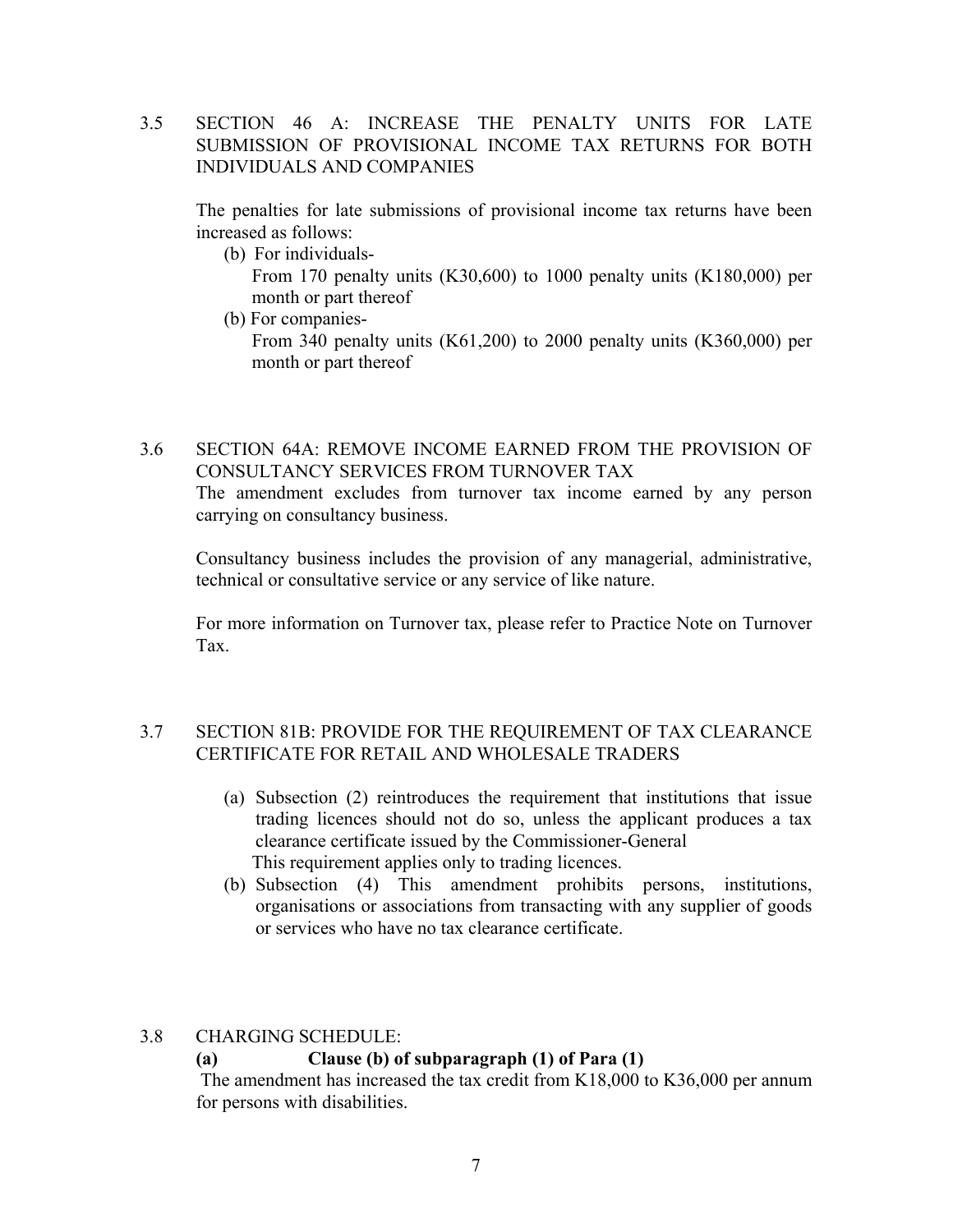## 3.5 SECTION 46 A: INCREASE THE PENALTY UNITS FOR LATE SUBMISSION OF PROVISIONAL INCOME TAX RETURNS FOR BOTH INDIVIDUALS AND COMPANIES

The penalties for late submissions of provisional income tax returns have been increased as follows:

(b) For individuals-
From 170 penalty units (K30,600) to 1000 penalty units (K180,000) per month or part thereof

(b) For companies-
From 340 penalty units (K61,200) to 2000 penalty units (K360,000) per month or part thereof

## 3.6 SECTION 64A: REMOVE INCOME EARNED FROM THE PROVISION OF CONSULTANCY SERVICES FROM TURNOVER TAX

The amendment excludes from turnover tax income earned by any person carrying on consultancy business.

Consultancy business includes the provision of any managerial, administrative, technical or consultative service or any service of like nature.

For more information on Turnover tax, please refer to Practice Note on Turnover Tax.

## 3.7 SECTION 81B: PROVIDE FOR THE REQUIREMENT OF TAX CLEARANCE CERTIFICATE FOR RETAIL AND WHOLESALE TRADERS

(a) Subsection (2) reintroduces the requirement that institutions that issue trading licences should not do so, unless the applicant produces a tax clearance certificate issued by the Commissioner-General
This requirement applies only to trading licences.

(b) Subsection (4) This amendment prohibits persons, institutions, organisations or associations from transacting with any supplier of goods or services who have no tax clearance certificate.

## 3.8 CHARGING SCHEDULE:

**(a) Clause (b) of subparagraph (1) of Para (1)**

The amendment has increased the tax credit from K18,000 to K36,000 per annum for persons with disabilities.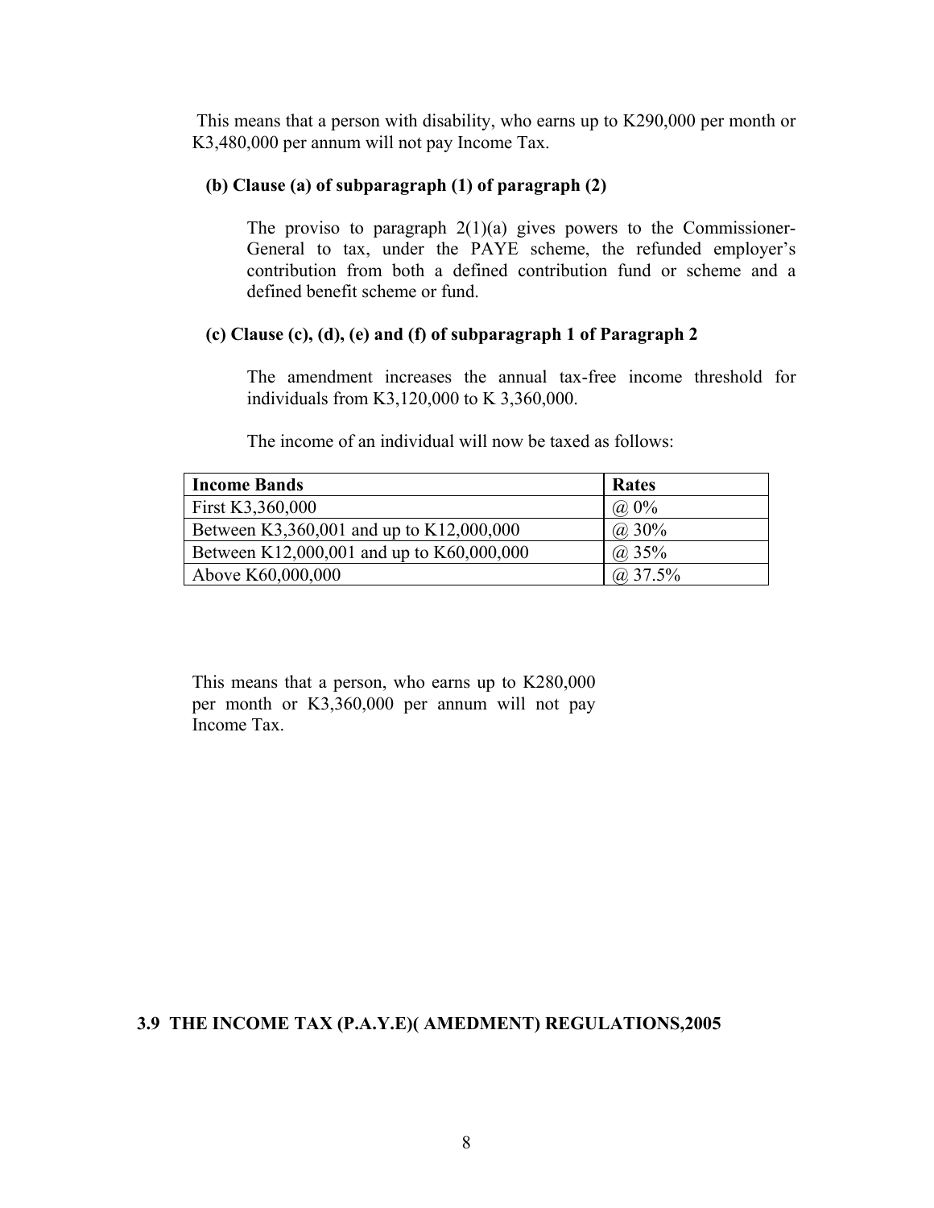This means that a person with disability, who earns up to K290,000 per month or K3,480,000 per annum will not pay Income Tax.

**(b) Clause (a) of subparagraph (1) of paragraph (2)**

The proviso to paragraph 2(1)(a) gives powers to the Commissioner-General to tax, under the PAYE scheme, the refunded employer's contribution from both a defined contribution fund or scheme and a defined benefit scheme or fund.

**(c) Clause (c), (d), (e) and (f) of subparagraph 1 of Paragraph 2**

The amendment increases the annual tax-free income threshold for individuals from K3,120,000 to K 3,360,000.

The income of an individual will now be taxed as follows:

| Income Bands | Rates |
|---|---|
| First K3,360,000 | @ 0% |
| Between K3,360,001 and up to K12,000,000 | @ 30% |
| Between K12,000,001 and up to K60,000,000 | @ 35% |
| Above K60,000,000 | @ 37.5% |

This means that a person, who earns up to K280,000 per month or K3,360,000 per annum will not pay Income Tax.

### 3.9 THE INCOME TAX (P.A.Y.E)( AMEDMENT) REGULATIONS,2005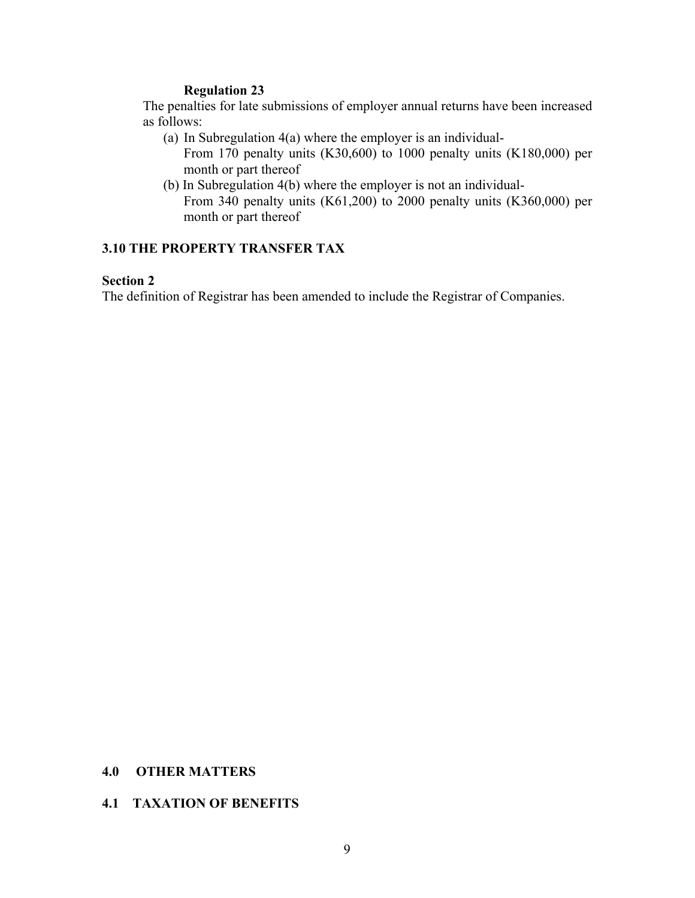**Regulation 23**

The penalties for late submissions of employer annual returns have been increased as follows:

(a) In Subregulation 4(a) where the employer is an individual-
From 170 penalty units (K30,600) to 1000 penalty units (K180,000) per month or part thereof

(b) In Subregulation 4(b) where the employer is not an individual-
From 340 penalty units (K61,200) to 2000 penalty units (K360,000) per month or part thereof

## 3.10 THE PROPERTY TRANSFER TAX

**Section 2**

The definition of Registrar has been amended to include the Registrar of Companies.

# 4.0 OTHER MATTERS

## 4.1 TAXATION OF BENEFITS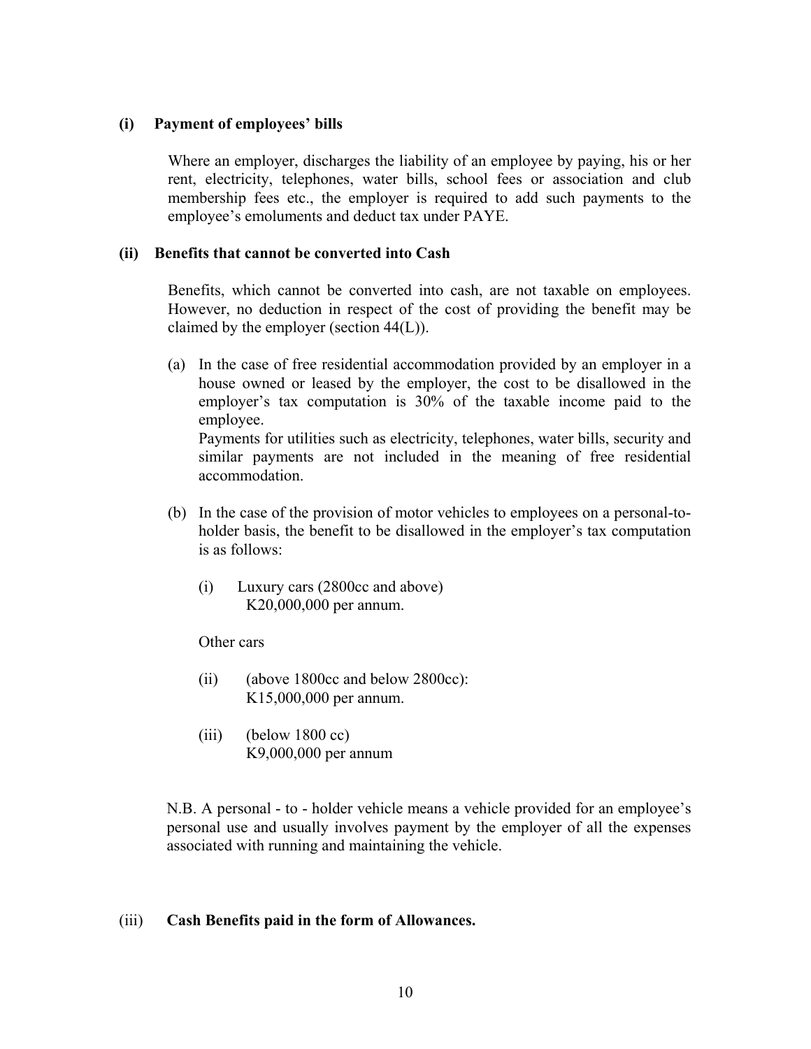**(i) Payment of employees' bills**

Where an employer, discharges the liability of an employee by paying, his or her rent, electricity, telephones, water bills, school fees or association and club membership fees etc., the employer is required to add such payments to the employee's emoluments and deduct tax under PAYE.

**(ii) Benefits that cannot be converted into Cash**

Benefits, which cannot be converted into cash, are not taxable on employees. However, no deduction in respect of the cost of providing the benefit may be claimed by the employer (section 44(L)).

(a) In the case of free residential accommodation provided by an employer in a house owned or leased by the employer, the cost to be disallowed in the employer's tax computation is 30% of the taxable income paid to the employee.
Payments for utilities such as electricity, telephones, water bills, security and similar payments are not included in the meaning of free residential accommodation.

(b) In the case of the provision of motor vehicles to employees on a personal-to-holder basis, the benefit to be disallowed in the employer's tax computation is as follows:

(i) Luxury cars (2800cc and above)
K20,000,000 per annum.

Other cars

(ii) (above 1800cc and below 2800cc):
K15,000,000 per annum.

(iii) (below 1800 cc)
K9,000,000 per annum

N.B. A personal - to - holder vehicle means a vehicle provided for an employee's personal use and usually involves payment by the employer of all the expenses associated with running and maintaining the vehicle.

(iii) **Cash Benefits paid in the form of Allowances.**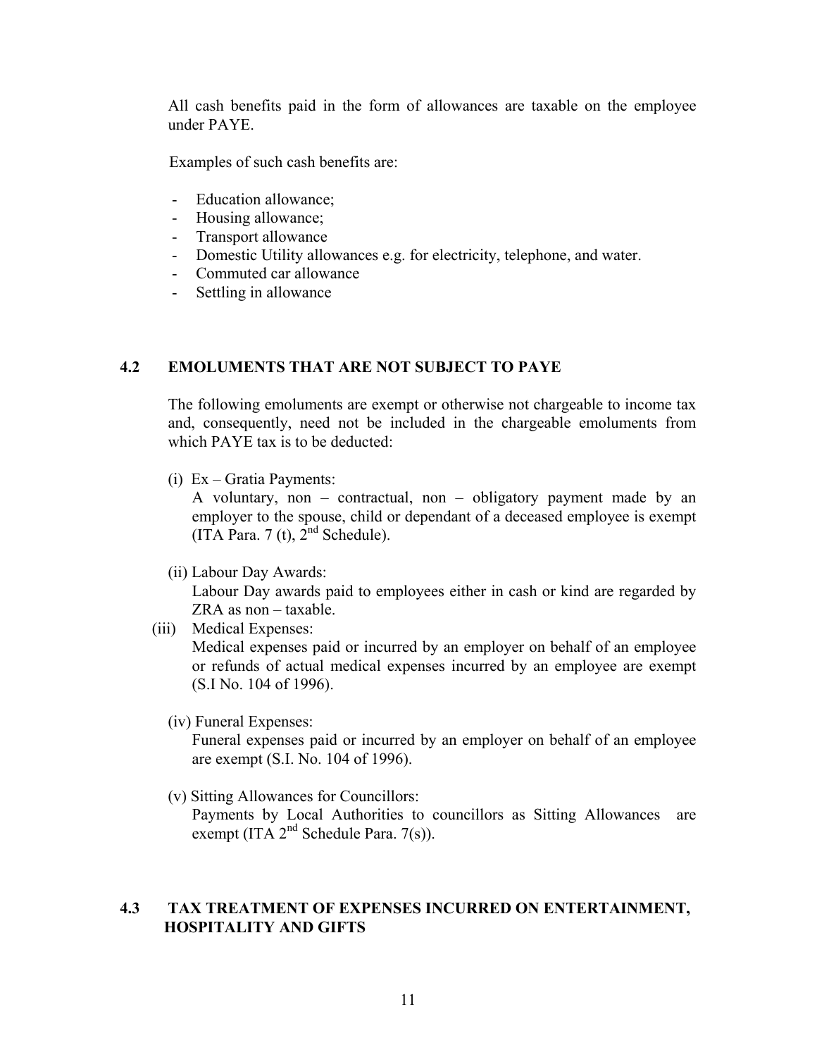All cash benefits paid in the form of allowances are taxable on the employee under PAYE.

Examples of such cash benefits are:

- Education allowance;
- Housing allowance;
- Transport allowance
- Domestic Utility allowances e.g. for electricity, telephone, and water.
- Commuted car allowance
- Settling in allowance

## 4.2 EMOLUMENTS THAT ARE NOT SUBJECT TO PAYE

The following emoluments are exempt or otherwise not chargeable to income tax and, consequently, need not be included in the chargeable emoluments from which PAYE tax is to be deducted:

(i) Ex – Gratia Payments:
A voluntary, non – contractual, non – obligatory payment made by an employer to the spouse, child or dependant of a deceased employee is exempt (ITA Para. 7 (t), 2nd Schedule).

(ii) Labour Day Awards:
Labour Day awards paid to employees either in cash or kind are regarded by ZRA as non – taxable.

(iii) Medical Expenses:
Medical expenses paid or incurred by an employer on behalf of an employee or refunds of actual medical expenses incurred by an employee are exempt (S.I No. 104 of 1996).

(iv) Funeral Expenses:
Funeral expenses paid or incurred by an employer on behalf of an employee are exempt (S.I. No. 104 of 1996).

(v) Sitting Allowances for Councillors:
Payments by Local Authorities to councillors as Sitting Allowances are exempt (ITA 2nd Schedule Para. 7(s)).

## 4.3 TAX TREATMENT OF EXPENSES INCURRED ON ENTERTAINMENT, HOSPITALITY AND GIFTS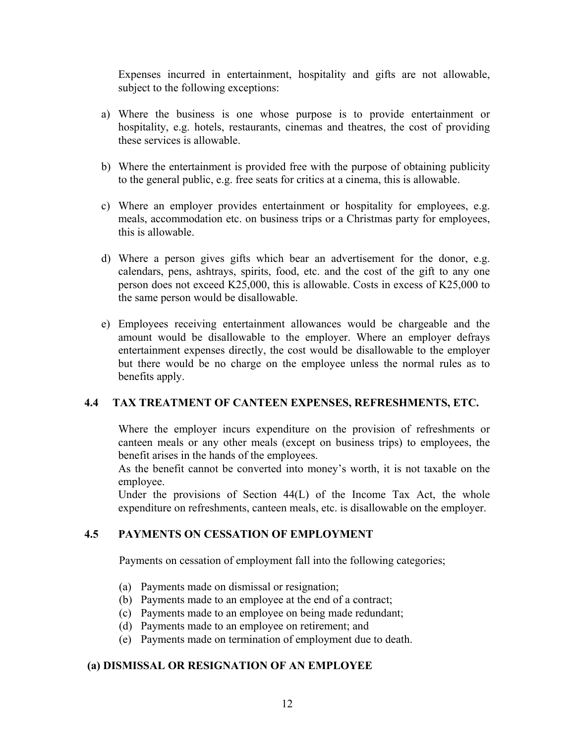Expenses incurred in entertainment, hospitality and gifts are not allowable, subject to the following exceptions:

a) Where the business is one whose purpose is to provide entertainment or hospitality, e.g. hotels, restaurants, cinemas and theatres, the cost of providing these services is allowable.

b) Where the entertainment is provided free with the purpose of obtaining publicity to the general public, e.g. free seats for critics at a cinema, this is allowable.

c) Where an employer provides entertainment or hospitality for employees, e.g. meals, accommodation etc. on business trips or a Christmas party for employees, this is allowable.

d) Where a person gives gifts which bear an advertisement for the donor, e.g. calendars, pens, ashtrays, spirits, food, etc. and the cost of the gift to any one person does not exceed K25,000, this is allowable. Costs in excess of K25,000 to the same person would be disallowable.

e) Employees receiving entertainment allowances would be chargeable and the amount would be disallowable to the employer. Where an employer defrays entertainment expenses directly, the cost would be disallowable to the employer but there would be no charge on the employee unless the normal rules as to benefits apply.

### 4.4 TAX TREATMENT OF CANTEEN EXPENSES, REFRESHMENTS, ETC.

Where the employer incurs expenditure on the provision of refreshments or canteen meals or any other meals (except on business trips) to employees, the benefit arises in the hands of the employees.

As the benefit cannot be converted into money's worth, it is not taxable on the employee.

Under the provisions of Section 44(L) of the Income Tax Act, the whole expenditure on refreshments, canteen meals, etc. is disallowable on the employer.

### 4.5 PAYMENTS ON CESSATION OF EMPLOYMENT

Payments on cessation of employment fall into the following categories;

(a) Payments made on dismissal or resignation;
(b) Payments made to an employee at the end of a contract;
(c) Payments made to an employee on being made redundant;
(d) Payments made to an employee on retirement; and
(e) Payments made on termination of employment due to death.

#### (a) DISMISSAL OR RESIGNATION OF AN EMPLOYEE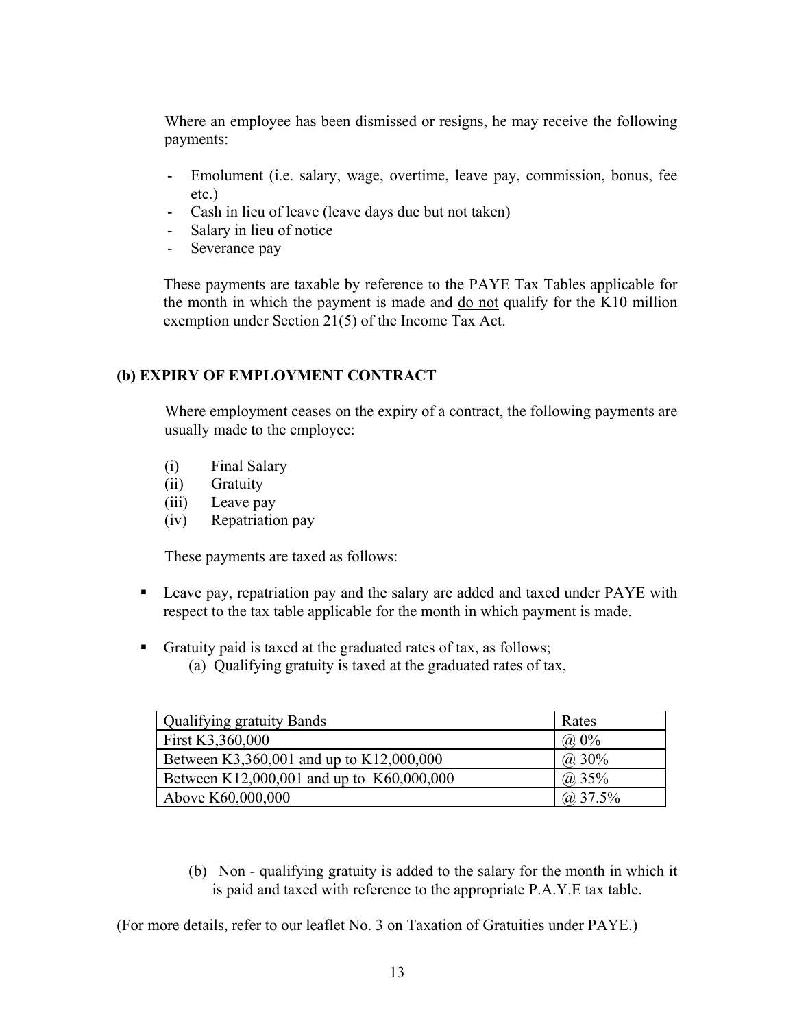Where an employee has been dismissed or resigns, he may receive the following payments:

- Emolument (i.e. salary, wage, overtime, leave pay, commission, bonus, fee etc.)
- Cash in lieu of leave (leave days due but not taken)
- Salary in lieu of notice
- Severance pay

These payments are taxable by reference to the PAYE Tax Tables applicable for the month in which the payment is made and do not qualify for the K10 million exemption under Section 21(5) of the Income Tax Act.

### (b) EXPIRY OF EMPLOYMENT CONTRACT

Where employment ceases on the expiry of a contract, the following payments are usually made to the employee:

(i) Final Salary
(ii) Gratuity
(iii) Leave pay
(iv) Repatriation pay

These payments are taxed as follows:

- Leave pay, repatriation pay and the salary are added and taxed under PAYE with respect to the tax table applicable for the month in which payment is made.
- Gratuity paid is taxed at the graduated rates of tax, as follows;
  (a) Qualifying gratuity is taxed at the graduated rates of tax,

| Qualifying gratuity Bands | Rates |
|---|---|
| First K3,360,000 | @ 0% |
| Between K3,360,001 and up to K12,000,000 | @ 30% |
| Between K12,000,001 and up to K60,000,000 | @ 35% |
| Above K60,000,000 | @ 37.5% |

  (b) Non - qualifying gratuity is added to the salary for the month in which it is paid and taxed with reference to the appropriate P.A.Y.E tax table.

(For more details, refer to our leaflet No. 3 on Taxation of Gratuities under PAYE.)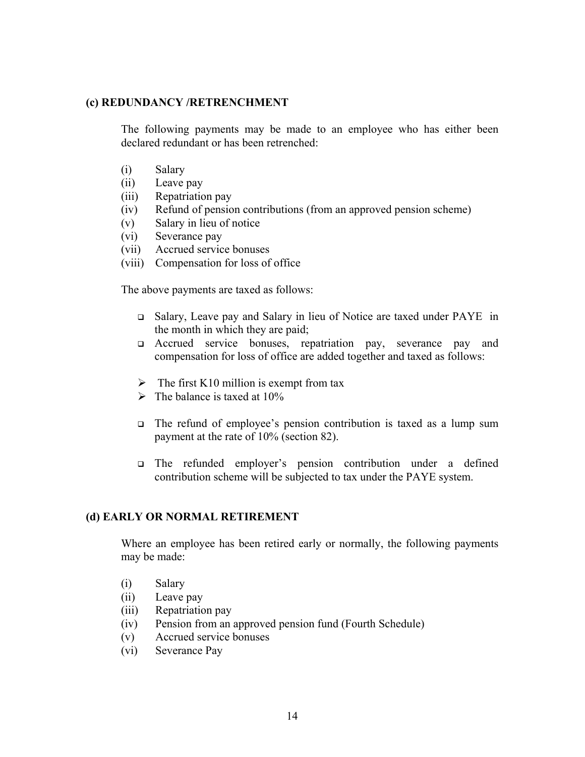### (c) REDUNDANCY /RETRENCHMENT

The following payments may be made to an employee who has either been declared redundant or has been retrenched:

- (i) Salary
- (ii) Leave pay
- (iii) Repatriation pay
- (iv) Refund of pension contributions (from an approved pension scheme)
- (v) Salary in lieu of notice
- (vi) Severance pay
- (vii) Accrued service bonuses
- (viii) Compensation for loss of office

The above payments are taxed as follows:

- Salary, Leave pay and Salary in lieu of Notice are taxed under PAYE in the month in which they are paid;
- Accrued service bonuses, repatriation pay, severance pay and compensation for loss of office are added together and taxed as follows:
  - The first K10 million is exempt from tax
  - The balance is taxed at 10%
- The refund of employee's pension contribution is taxed as a lump sum payment at the rate of 10% (section 82).
- The refunded employer's pension contribution under a defined contribution scheme will be subjected to tax under the PAYE system.

### (d) EARLY OR NORMAL RETIREMENT

Where an employee has been retired early or normally, the following payments may be made:

- (i) Salary
- (ii) Leave pay
- (iii) Repatriation pay
- (iv) Pension from an approved pension fund (Fourth Schedule)
- (v) Accrued service bonuses
- (vi) Severance Pay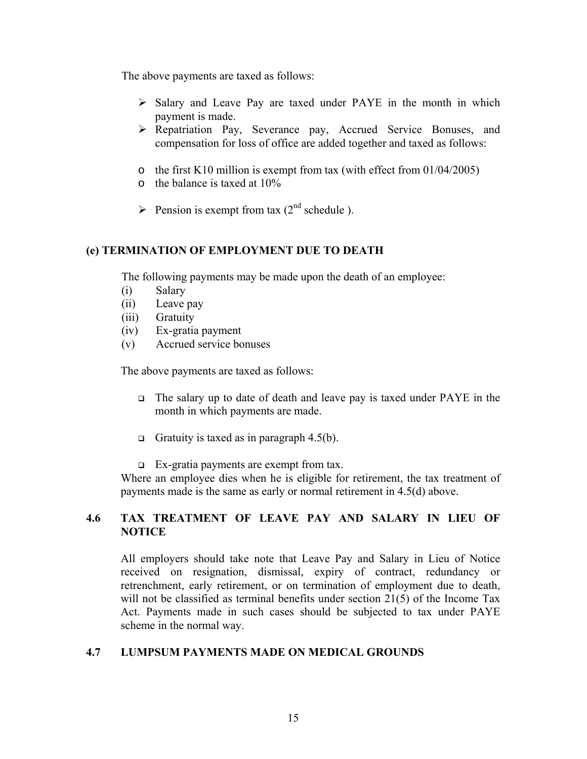The above payments are taxed as follows:

- Salary and Leave Pay are taxed under PAYE in the month in which payment is made.
- Repatriation Pay, Severance pay, Accrued Service Bonuses, and compensation for loss of office are added together and taxed as follows:

  - the first K10 million is exempt from tax (with effect from 01/04/2005)
  - the balance is taxed at 10%

- Pension is exempt from tax (2nd schedule ).

### (e) TERMINATION OF EMPLOYMENT DUE TO DEATH

The following payments may be made upon the death of an employee:

(i) Salary
(ii) Leave pay
(iii) Gratuity
(iv) Ex-gratia payment
(v) Accrued service bonuses

The above payments are taxed as follows:

- The salary up to date of death and leave pay is taxed under PAYE in the month in which payments are made.
- Gratuity is taxed as in paragraph 4.5(b).
- Ex-gratia payments are exempt from tax.

Where an employee dies when he is eligible for retirement, the tax treatment of payments made is the same as early or normal retirement in 4.5(d) above.

## 4.6 TAX TREATMENT OF LEAVE PAY AND SALARY IN LIEU OF NOTICE

All employers should take note that Leave Pay and Salary in Lieu of Notice received on resignation, dismissal, expiry of contract, redundancy or retrenchment, early retirement, or on termination of employment due to death, will not be classified as terminal benefits under section 21(5) of the Income Tax Act. Payments made in such cases should be subjected to tax under PAYE scheme in the normal way.

## 4.7 LUMPSUM PAYMENTS MADE ON MEDICAL GROUNDS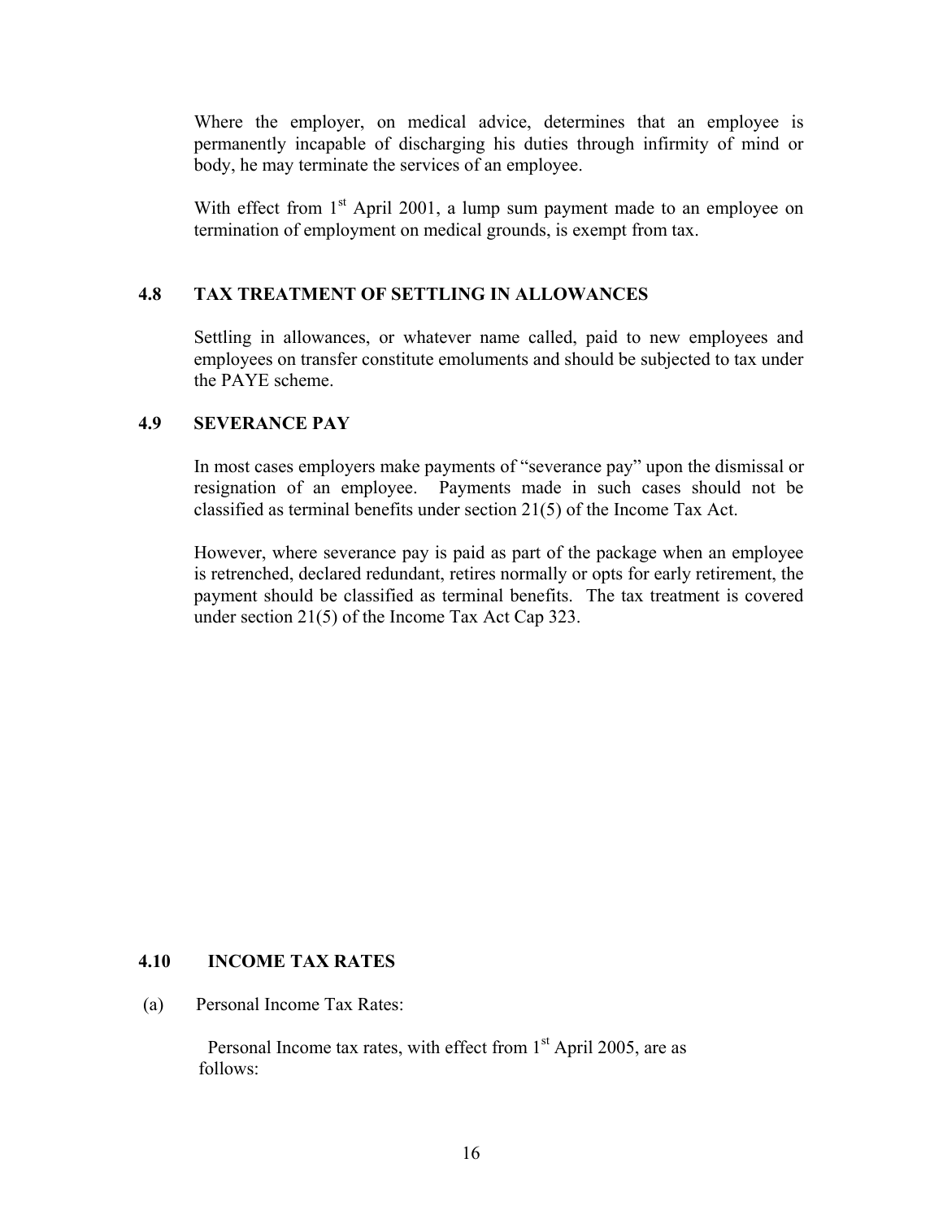Where the employer, on medical advice, determines that an employee is permanently incapable of discharging his duties through infirmity of mind or body, he may terminate the services of an employee.

With effect from 1st April 2001, a lump sum payment made to an employee on termination of employment on medical grounds, is exempt from tax.

### 4.8 TAX TREATMENT OF SETTLING IN ALLOWANCES

Settling in allowances, or whatever name called, paid to new employees and employees on transfer constitute emoluments and should be subjected to tax under the PAYE scheme.

### 4.9 SEVERANCE PAY

In most cases employers make payments of "severance pay" upon the dismissal or resignation of an employee. Payments made in such cases should not be classified as terminal benefits under section 21(5) of the Income Tax Act.

However, where severance pay is paid as part of the package when an employee is retrenched, declared redundant, retires normally or opts for early retirement, the payment should be classified as terminal benefits. The tax treatment is covered under section 21(5) of the Income Tax Act Cap 323.

### 4.10 INCOME TAX RATES

(a) Personal Income Tax Rates:

Personal Income tax rates, with effect from 1st April 2005, are as follows: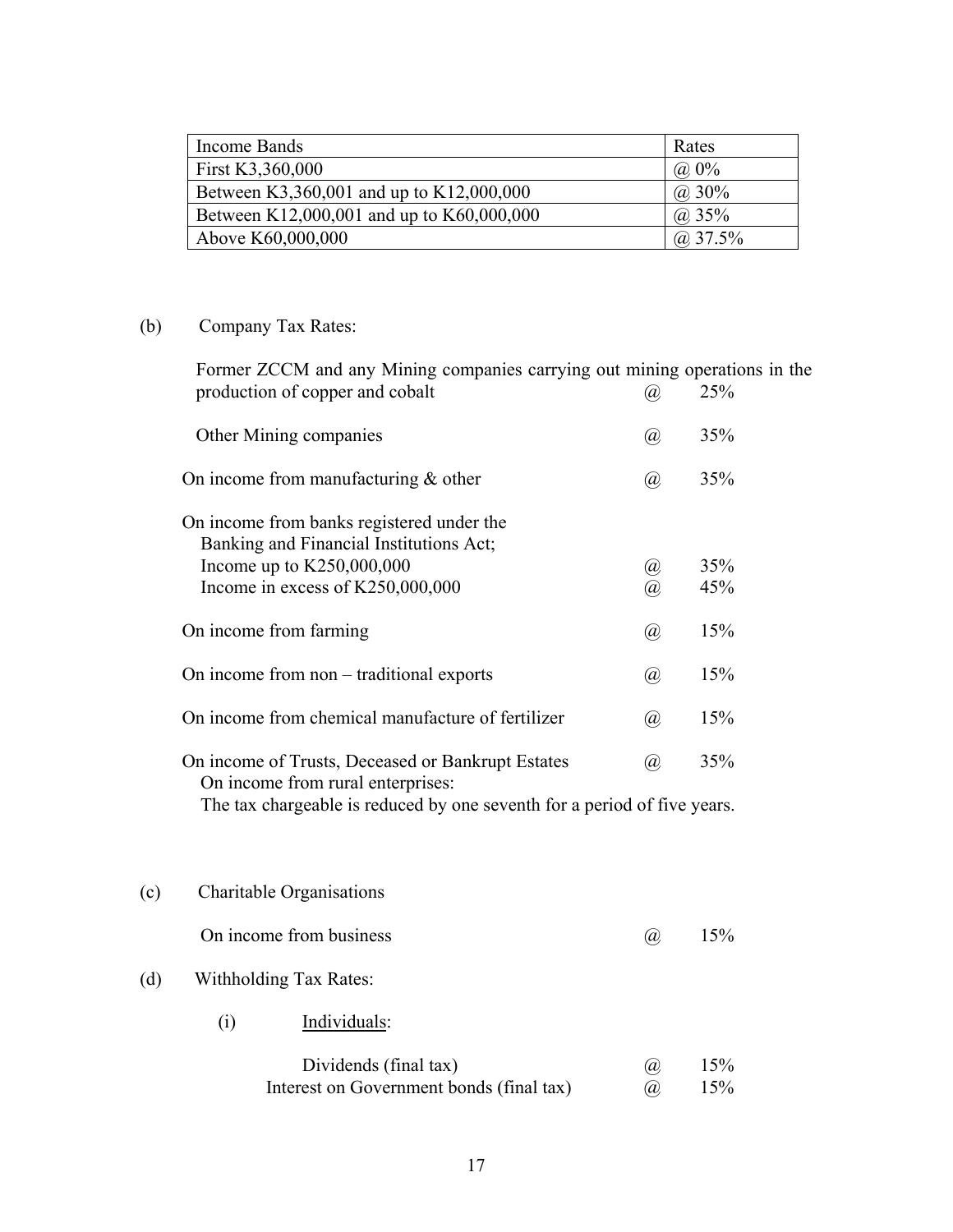| Income Bands | Rates |
|---|---|
| First K3,360,000 | @ 0% |
| Between K3,360,001 and up to K12,000,000 | @ 30% |
| Between K12,000,001 and up to K60,000,000 | @ 35% |
| Above K60,000,000 | @ 37.5% |

(b) Company Tax Rates:

| | | |
|---|---|---|
| Former ZCCM and any Mining companies carrying out mining operations in the production of copper and cobalt | @ | 25% |
| Other Mining companies | @ | 35% |
| On income from manufacturing & other | @ | 35% |
| On income from banks registered under the Banking and Financial Institutions Act; | | |
| Income up to K250,000,000 | @ | 35% |
| Income in excess of K250,000,000 | @ | 45% |
| On income from farming | @ | 15% |
| On income from non – traditional exports | @ | 15% |
| On income from chemical manufacture of fertilizer | @ | 15% |
| On income of Trusts, Deceased or Bankrupt Estates | @ | 35% |

On income from rural enterprises:
The tax chargeable is reduced by one seventh for a period of five years.

(c) Charitable Organisations

| | | |
|---|---|---|
| On income from business | @ | 15% |

(d) Withholding Tax Rates:

(i) <u>Individuals</u>:

| | | |
|---|---|---|
| Dividends (final tax) | @ | 15% |
| Interest on Government bonds (final tax) | @ | 15% |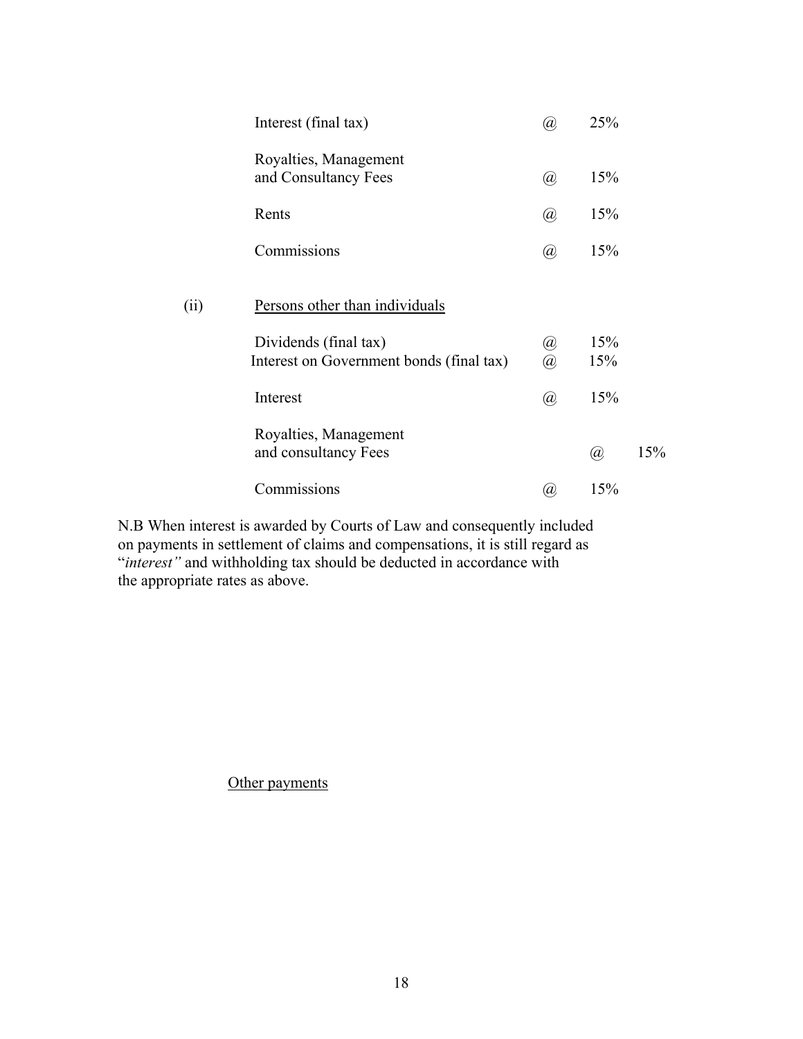| | | |
|---|---|---|
| Interest (final tax) | @ | 25% |
| Royalties, Management and Consultancy Fees | @ | 15% |
| Rents | @ | 15% |
| Commissions | @ | 15% |

(ii) Persons other than individuals

| | | |
|---|---|---|
| Dividends (final tax) | @ | 15% |
| Interest on Government bonds (final tax) | @ | 15% |
| Interest | @ | 15% |
| Royalties, Management and consultancy Fees | @ | 15% |
| Commissions | @ | 15% |

N.B When interest is awarded by Courts of Law and consequently included on payments in settlement of claims and compensations, it is still regard as "*interest"* and withholding tax should be deducted in accordance with the appropriate rates as above.

Other payments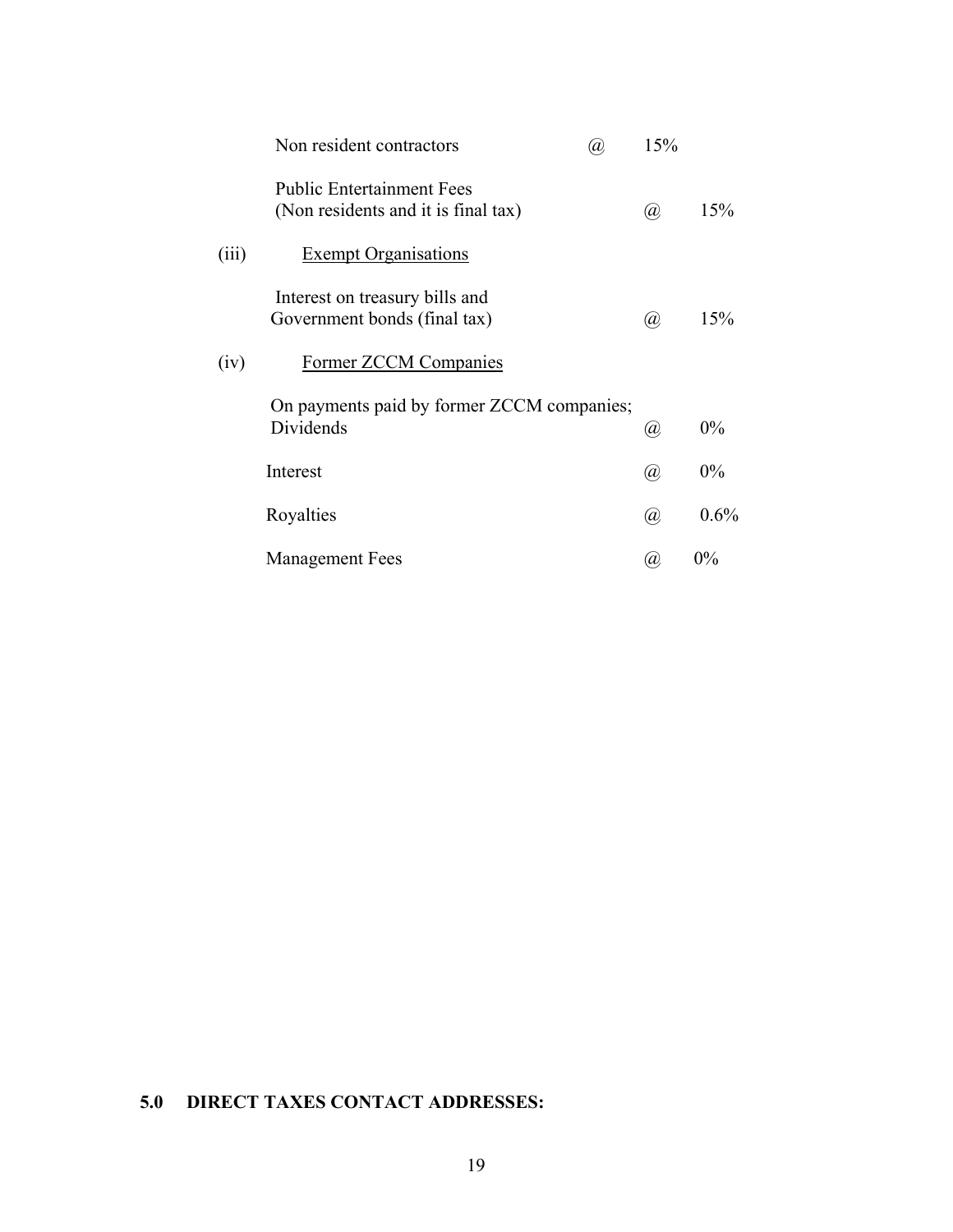Non resident contractors @ 15%

Public Entertainment Fees
(Non residents and it is final tax) @ 15%

(iii) <u>Exempt Organisations</u>

Interest on treasury bills and
Government bonds (final tax) @ 15%

(iv) <u>Former ZCCM Companies</u>

On payments paid by former ZCCM companies;
Dividends @ 0%

Interest @ 0%

Royalties @ 0.6%

Management Fees @ 0%

**5.0 DIRECT TAXES CONTACT ADDRESSES:**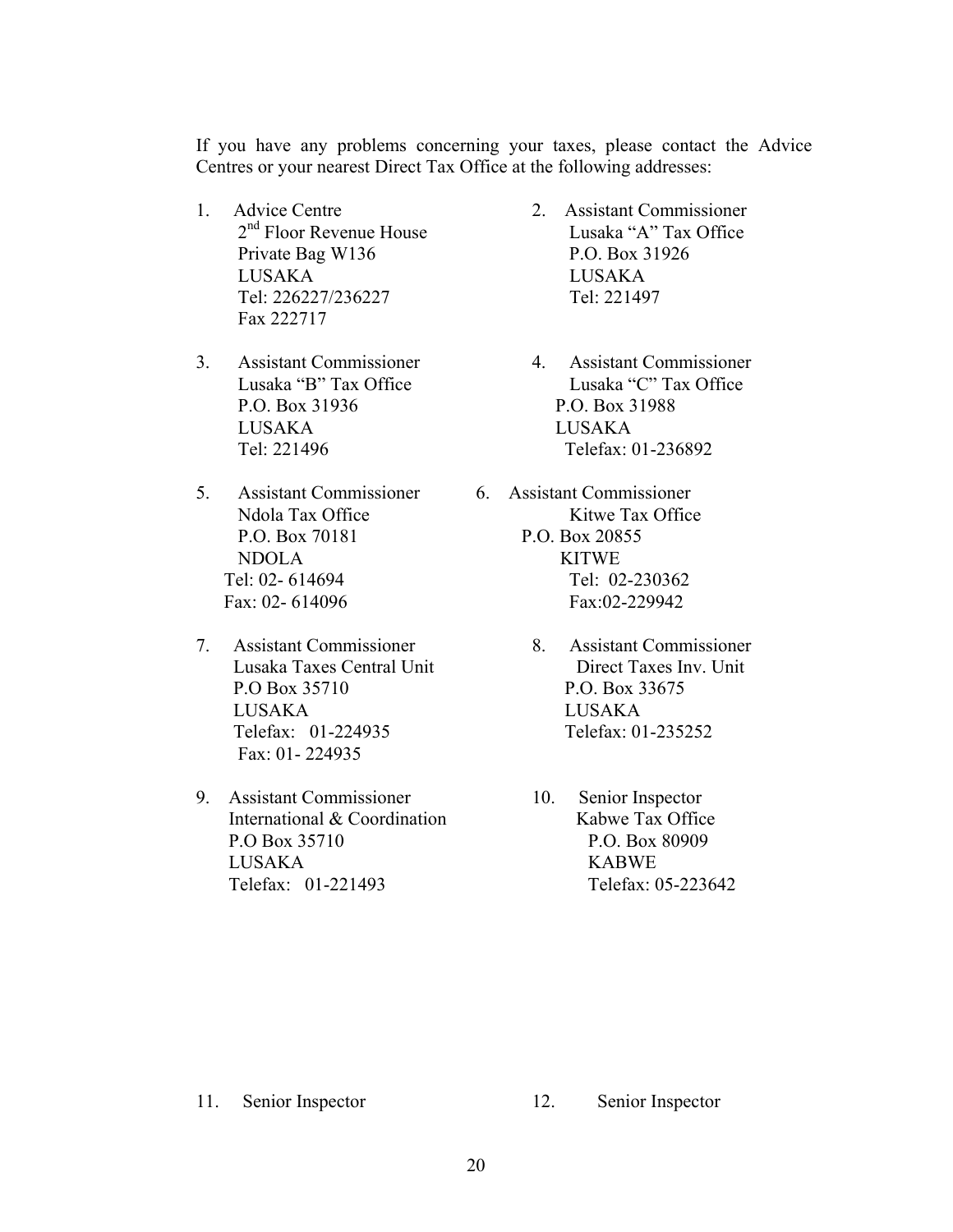If you have any problems concerning your taxes, please contact the Advice Centres or your nearest Direct Tax Office at the following addresses:

1. Advice Centre
   2nd Floor Revenue House
   Private Bag W136
   LUSAKA
   Tel: 226227/236227
   Fax 222717

2. Assistant Commissioner
   Lusaka "A" Tax Office
   P.O. Box 31926
   LUSAKA
   Tel: 221497

3. Assistant Commissioner
   Lusaka "B" Tax Office
   P.O. Box 31936
   LUSAKA
   Tel: 221496

4. Assistant Commissioner
   Lusaka "C" Tax Office
   P.O. Box 31988
   LUSAKA
   Telefax: 01-236892

5. Assistant Commissioner
   Ndola Tax Office
   P.O. Box 70181
   NDOLA
   Tel: 02- 614694
   Fax: 02- 614096

6. Assistant Commissioner
   Kitwe Tax Office
   P.O. Box 20855
   KITWE
   Tel: 02-230362
   Fax:02-229942

7. Assistant Commissioner
   Lusaka Taxes Central Unit
   P.O Box 35710
   LUSAKA
   Telefax: 01-224935
   Fax: 01- 224935

8. Assistant Commissioner
   Direct Taxes Inv. Unit
   P.O. Box 33675
   LUSAKA
   Telefax: 01-235252

9. Assistant Commissioner
   International & Coordination
   P.O Box 35710
   LUSAKA
   Telefax: 01-221493

10. Senior Inspector
    Kabwe Tax Office
    P.O. Box 80909
    KABWE
    Telefax: 05-223642

11. Senior Inspector

12. Senior Inspector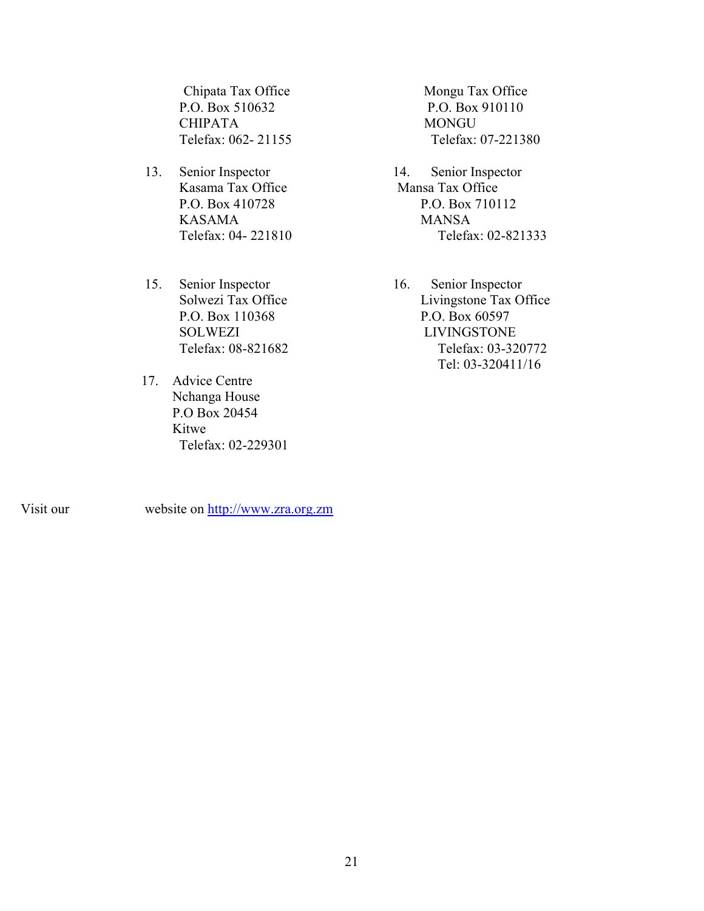Chipata Tax Office
P.O. Box 510632
CHIPATA
Telefax: 062- 21155

Mongu Tax Office
P.O. Box 910110
MONGU
Telefax: 07-221380

13. Senior Inspector
Kasama Tax Office
P.O. Box 410728
KASAMA
Telefax: 04- 221810

14. Senior Inspector
Mansa Tax Office
P.O. Box 710112
MANSA
Telefax: 02-821333

15. Senior Inspector
Solwezi Tax Office
P.O. Box 110368
SOLWEZI
Telefax: 08-821682

16. Senior Inspector
Livingstone Tax Office
P.O. Box 60597
LIVINGSTONE
Telefax: 03-320772
Tel: 03-320411/16

17. Advice Centre
Nchanga House
P.O Box 20454
Kitwe
Telefax: 02-229301

Visit our website on http://www.zra.org.zm